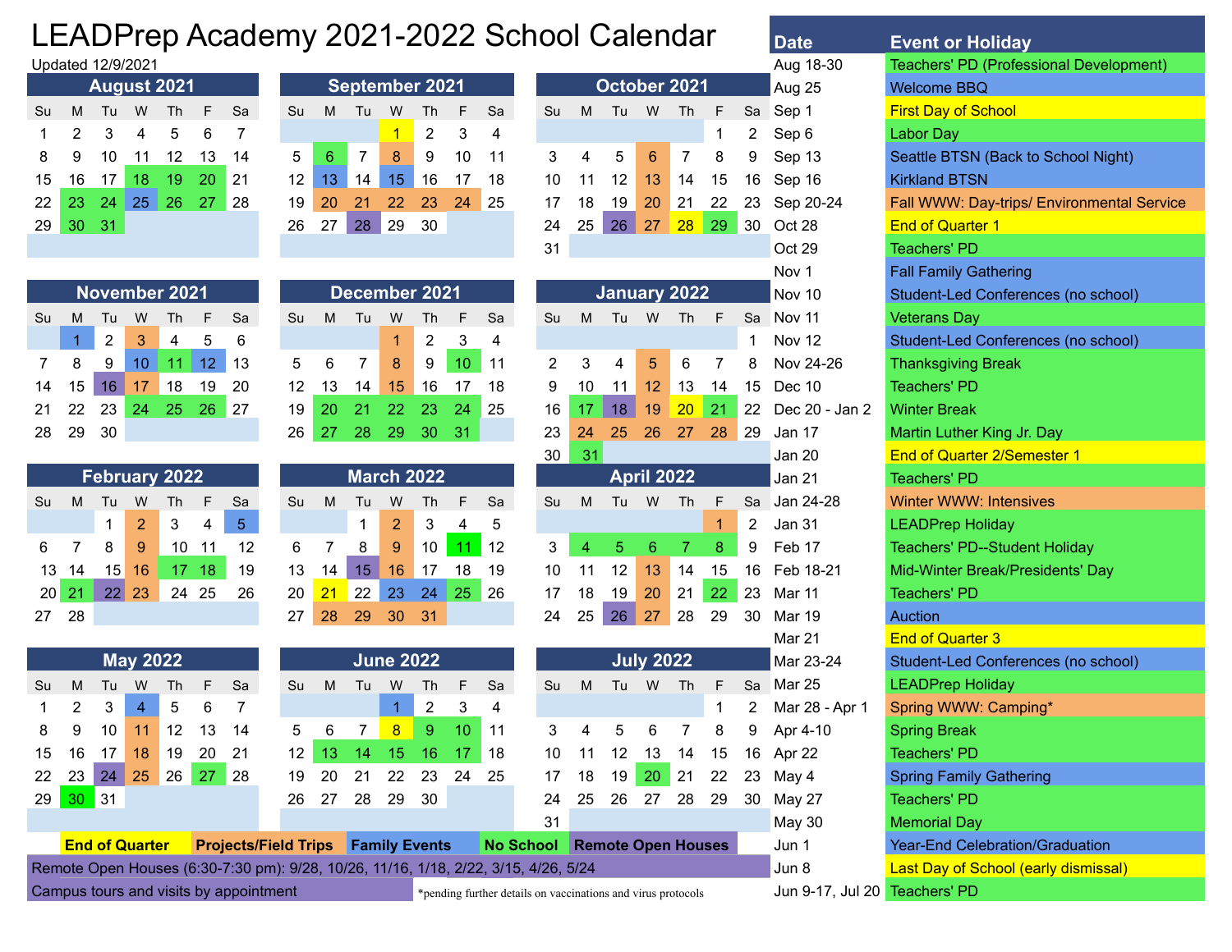# LEADPrep Academy 2021-2022 School Calendar

Updated 12/9/2021

## August 2021

| Su | M | Tu | W | Th | F | Sa |
|---|---|---|---|---|---|---|
| 1 | 2 | 3 | 4 | 5 | 6 | 7 |
| 8 | 9 | 10 | 11 | 12 | 13 | 14 |
| 15 | 16 | 17 | 18 | 19 | 20 | 21 |
| 22 | 23 | 24 | 25 | 26 | 27 | 28 |
| 29 | 30 | 31 | | | | |

## September 2021

| Su | M | Tu | W | Th | F | Sa |
|---|---|---|---|---|---|---|
| | | | 1 | 2 | 3 | 4 |
| 5 | 6 | 7 | 8 | 9 | 10 | 11 |
| 12 | 13 | 14 | 15 | 16 | 17 | 18 |
| 19 | 20 | 21 | 22 | 23 | 24 | 25 |
| 26 | 27 | 28 | 29 | 30 | | |

## October 2021

| Su | M | Tu | W | Th | F | Sa |
|---|---|---|---|---|---|---|
| | | | | | 1 | 2 |
| 3 | 4 | 5 | 6 | 7 | 8 | 9 |
| 10 | 11 | 12 | 13 | 14 | 15 | 16 |
| 17 | 18 | 19 | 20 | 21 | 22 | 23 |
| 24 | 25 | 26 | 27 | 28 | 29 | 30 |
| 31 | | | | | | |

## November 2021

| Su | M | Tu | W | Th | F | Sa |
|---|---|---|---|---|---|---|
| | 1 | 2 | 3 | 4 | 5 | 6 |
| 7 | 8 | 9 | 10 | 11 | 12 | 13 |
| 14 | 15 | 16 | 17 | 18 | 19 | 20 |
| 21 | 22 | 23 | 24 | 25 | 26 | 27 |
| 28 | 29 | 30 | | | | |

## December 2021

| Su | M | Tu | W | Th | F | Sa |
|---|---|---|---|---|---|---|
| | | | 1 | 2 | 3 | 4 |
| 5 | 6 | 7 | 8 | 9 | 10 | 11 |
| 12 | 13 | 14 | 15 | 16 | 17 | 18 |
| 19 | 20 | 21 | 22 | 23 | 24 | 25 |
| 26 | 27 | 28 | 29 | 30 | 31 | |

## January 2022

| Su | M | Tu | W | Th | F | Sa |
|---|---|---|---|---|---|---|
| | | | | | | 1 |
| 2 | 3 | 4 | 5 | 6 | 7 | 8 |
| 9 | 10 | 11 | 12 | 13 | 14 | 15 |
| 16 | 17 | 18 | 19 | 20 | 21 | 22 |
| 23 | 24 | 25 | 26 | 27 | 28 | 29 |
| 30 | 31 | | | | | |

## February 2022

| Su | M | Tu | W | Th | F | Sa |
|---|---|---|---|---|---|---|
| | | 1 | 2 | 3 | 4 | 5 |
| 6 | 7 | 8 | 9 | 10 | 11 | 12 |
| 13 | 14 | 15 | 16 | 17 | 18 | 19 |
| 20 | 21 | 22 | 23 | 24 | 25 | 26 |
| 27 | 28 | | | | | |

## March 2022

| Su | M | Tu | W | Th | F | Sa |
|---|---|---|---|---|---|---|
| | | 1 | 2 | 3 | 4 | 5 |
| 6 | 7 | 8 | 9 | 10 | 11 | 12 |
| 13 | 14 | 15 | 16 | 17 | 18 | 19 |
| 20 | 21 | 22 | 23 | 24 | 25 | 26 |
| 27 | 28 | 29 | 30 | 31 | | |

## April 2022

| Su | M | Tu | W | Th | F | Sa |
|---|---|---|---|---|---|---|
| | | | | | 1 | 2 |
| 3 | 4 | 5 | 6 | 7 | 8 | 9 |
| 10 | 11 | 12 | 13 | 14 | 15 | 16 |
| 17 | 18 | 19 | 20 | 21 | 22 | 23 |
| 24 | 25 | 26 | 27 | 28 | 29 | 30 |

## May 2022

| Su | M | Tu | W | Th | F | Sa |
|---|---|---|---|---|---|---|
| 1 | 2 | 3 | 4 | 5 | 6 | 7 |
| 8 | 9 | 10 | 11 | 12 | 13 | 14 |
| 15 | 16 | 17 | 18 | 19 | 20 | 21 |
| 22 | 23 | 24 | 25 | 26 | 27 | 28 |
| 29 | 30 | 31 | | | | |

## June 2022

| Su | M | Tu | W | Th | F | Sa |
|---|---|---|---|---|---|---|
| | | | 1 | 2 | 3 | 4 |
| 5 | 6 | 7 | 8 | 9 | 10 | 11 |
| 12 | 13 | 14 | 15 | 16 | 17 | 18 |
| 19 | 20 | 21 | 22 | 23 | 24 | 25 |
| 26 | 27 | 28 | 29 | 30 | | |

## July 2022

| Su | M | Tu | W | Th | F | Sa |
|---|---|---|---|---|---|---|
| | | | | | 1 | 2 |
| 3 | 4 | 5 | 6 | 7 | 8 | 9 |
| 10 | 11 | 12 | 13 | 14 | 15 | 16 |
| 17 | 18 | 19 | 20 | 21 | 22 | 23 |
| 24 | 25 | 26 | 27 | 28 | 29 | 30 |
| 31 | | | | | | |

**Legend:** End of Quarter | Projects/Field Trips | Family Events | No School | Remote Open Houses

Remote Open Houses (6:30-7:30 pm): 9/28, 10/26, 11/16, 1/18, 2/22, 3/15, 4/26, 5/24

Campus tours and visits by appointment

*pending further details on vaccinations and virus protocols

| Date | Event or Holiday |
|---|---|
| Aug 18-30 | Teachers' PD (Professional Development) |
| Aug 25 | Welcome BBQ |
| Sep 1 | First Day of School |
| Sep 6 | Labor Day |
| Sep 13 | Seattle BTSN (Back to School Night) |
| Sep 16 | Kirkland BTSN |
| Sep 20-24 | Fall WWW: Day-trips/ Environmental Service |
| Oct 28 | End of Quarter 1 |
| Oct 29 | Teachers' PD |
| Nov 1 | Fall Family Gathering |
| Nov 10 | Student-Led Conferences (no school) |
| Nov 11 | Veterans Day |
| Nov 12 | Student-Led Conferences (no school) |
| Nov 24-26 | Thanksgiving Break |
| Dec 10 | Teachers' PD |
| Dec 20 - Jan 2 | Winter Break |
| Jan 17 | Martin Luther King Jr. Day |
| Jan 20 | End of Quarter 2/Semester 1 |
| Jan 21 | Teachers' PD |
| Jan 24-28 | Winter WWW: Intensives |
| Jan 31 | LEADPrep Holiday |
| Feb 17 | Teachers' PD--Student Holiday |
| Feb 18-21 | Mid-Winter Break/Presidents' Day |
| Mar 11 | Teachers' PD |
| Mar 19 | Auction |
| Mar 21 | End of Quarter 3 |
| Mar 23-24 | Student-Led Conferences (no school) |
| Mar 25 | LEADPrep Holiday |
| Mar 28 - Apr 1 | Spring WWW: Camping* |
| Apr 4-10 | Spring Break |
| Apr 22 | Teachers' PD |
| May 4 | Spring Family Gathering |
| May 27 | Teachers' PD |
| May 30 | Memorial Day |
| Jun 1 | Year-End Celebration/Graduation |
| Jun 8 | Last Day of School (early dismissal) |
| Jun 9-17, Jul 20 | Teachers' PD |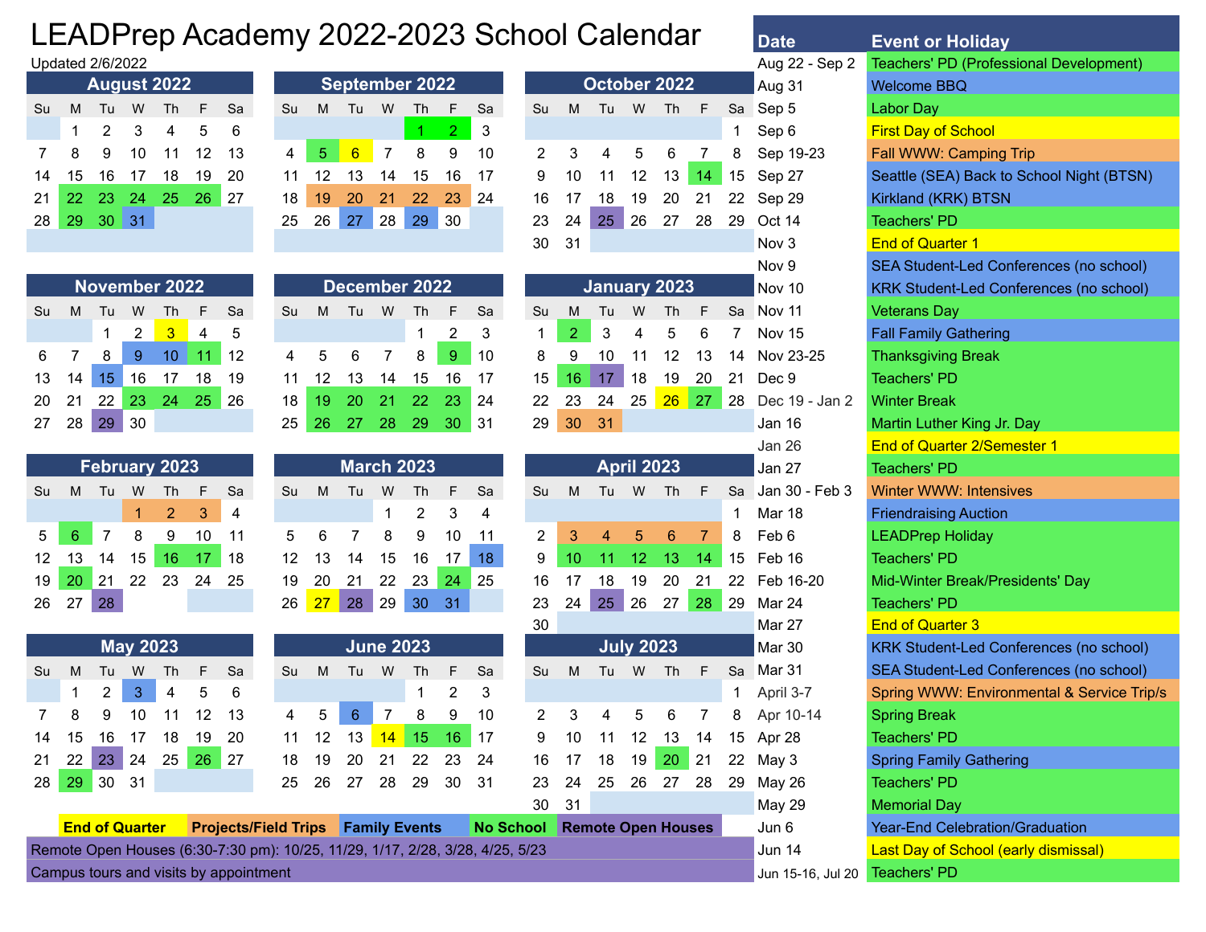# LEADPrep Academy 2022-2023 School Calendar

Updated 2/6/2022

## August 2022

| Su | M | Tu | W | Th | F | Sa |
|---|---|---|---|---|---|---|
| | 1 | 2 | 3 | 4 | 5 | 6 |
| 7 | 8 | 9 | 10 | 11 | 12 | 13 |
| 14 | 15 | 16 | 17 | 18 | 19 | 20 |
| 21 | 22 | 23 | 24 | 25 | 26 | 27 |
| 28 | 29 | 30 | 31 | | | |

## September 2022

| Su | M | Tu | W | Th | F | Sa |
|---|---|---|---|---|---|---|
| | | | | 1 | 2 | 3 |
| 4 | 5 | 6 | 7 | 8 | 9 | 10 |
| 11 | 12 | 13 | 14 | 15 | 16 | 17 |
| 18 | 19 | 20 | 21 | 22 | 23 | 24 |
| 25 | 26 | 27 | 28 | 29 | 30 | |

## October 2022

| Su | M | Tu | W | Th | F | Sa |
|---|---|---|---|---|---|---|
| | | | | | | 1 |
| 2 | 3 | 4 | 5 | 6 | 7 | 8 |
| 9 | 10 | 11 | 12 | 13 | 14 | 15 |
| 16 | 17 | 18 | 19 | 20 | 21 | 22 |
| 23 | 24 | 25 | 26 | 27 | 28 | 29 |
| 30 | 31 | | | | | |

## November 2022

| Su | M | Tu | W | Th | F | Sa |
|---|---|---|---|---|---|---|
| | | 1 | 2 | 3 | 4 | 5 |
| 6 | 7 | 8 | 9 | 10 | 11 | 12 |
| 13 | 14 | 15 | 16 | 17 | 18 | 19 |
| 20 | 21 | 22 | 23 | 24 | 25 | 26 |
| 27 | 28 | 29 | 30 | | | |

## December 2022

| Su | M | Tu | W | Th | F | Sa |
|---|---|---|---|---|---|---|
| | | | | 1 | 2 | 3 |
| 4 | 5 | 6 | 7 | 8 | 9 | 10 |
| 11 | 12 | 13 | 14 | 15 | 16 | 17 |
| 18 | 19 | 20 | 21 | 22 | 23 | 24 |
| 25 | 26 | 27 | 28 | 29 | 30 | 31 |

## January 2023

| Su | M | Tu | W | Th | F | Sa |
|---|---|---|---|---|---|---|
| 1 | 2 | 3 | 4 | 5 | 6 | 7 |
| 8 | 9 | 10 | 11 | 12 | 13 | 14 |
| 15 | 16 | 17 | 18 | 19 | 20 | 21 |
| 22 | 23 | 24 | 25 | 26 | 27 | 28 |
| 29 | 30 | 31 | | | | |

## February 2023

| Su | M | Tu | W | Th | F | Sa |
|---|---|---|---|---|---|---|
| | | | 1 | 2 | 3 | 4 |
| 5 | 6 | 7 | 8 | 9 | 10 | 11 |
| 12 | 13 | 14 | 15 | 16 | 17 | 18 |
| 19 | 20 | 21 | 22 | 23 | 24 | 25 |
| 26 | 27 | 28 | | | | |

## March 2023

| Su | M | Tu | W | Th | F | Sa |
|---|---|---|---|---|---|---|
| | | | 1 | 2 | 3 | 4 |
| 5 | 6 | 7 | 8 | 9 | 10 | 11 |
| 12 | 13 | 14 | 15 | 16 | 17 | 18 |
| 19 | 20 | 21 | 22 | 23 | 24 | 25 |
| 26 | 27 | 28 | 29 | 30 | 31 | |

## April 2023

| Su | M | Tu | W | Th | F | Sa |
|---|---|---|---|---|---|---|
| | | | | | | 1 |
| 2 | 3 | 4 | 5 | 6 | 7 | 8 |
| 9 | 10 | 11 | 12 | 13 | 14 | 15 |
| 16 | 17 | 18 | 19 | 20 | 21 | 22 |
| 23 | 24 | 25 | 26 | 27 | 28 | 29 |
| 30 | | | | | | |

## May 2023

| Su | M | Tu | W | Th | F | Sa |
|---|---|---|---|---|---|---|
| | 1 | 2 | 3 | 4 | 5 | 6 |
| 7 | 8 | 9 | 10 | 11 | 12 | 13 |
| 14 | 15 | 16 | 17 | 18 | 19 | 20 |
| 21 | 22 | 23 | 24 | 25 | 26 | 27 |
| 28 | 29 | 30 | 31 | | | |

## June 2023

| Su | M | Tu | W | Th | F | Sa |
|---|---|---|---|---|---|---|
| | | | | 1 | 2 | 3 |
| 4 | 5 | 6 | 7 | 8 | 9 | 10 |
| 11 | 12 | 13 | 14 | 15 | 16 | 17 |
| 18 | 19 | 20 | 21 | 22 | 23 | 24 |
| 25 | 26 | 27 | 28 | 29 | 30 | 31 |

## July 2023

| Su | M | Tu | W | Th | F | Sa |
|---|---|---|---|---|---|---|
| | | | | | | 1 |
| 2 | 3 | 4 | 5 | 6 | 7 | 8 |
| 9 | 10 | 11 | 12 | 13 | 14 | 15 |
| 16 | 17 | 18 | 19 | 20 | 21 | 22 |
| 23 | 24 | 25 | 26 | 27 | 28 | 29 |
| 30 | 31 | | | | | |

**Legend:** End of Quarter | Projects/Field Trips | Family Events | No School | Remote Open Houses

Remote Open Houses (6:30-7:30 pm): 10/25, 11/29, 1/17, 2/28, 3/28, 4/25, 5/23

Campus tours and visits by appointment

| Date | Event or Holiday |
|---|---|
| Aug 22 - Sep 2 | Teachers' PD (Professional Development) |
| Aug 31 | Welcome BBQ |
| Sep 5 | Labor Day |
| Sep 6 | First Day of School |
| Sep 19-23 | Fall WWW: Camping Trip |
| Sep 27 | Seattle (SEA) Back to School Night (BTSN) |
| Sep 29 | Kirkland (KRK) BTSN |
| Oct 14 | Teachers' PD |
| Nov 3 | End of Quarter 1 |
| Nov 9 | SEA Student-Led Conferences (no school) |
| Nov 10 | KRK Student-Led Conferences (no school) |
| Nov 11 | Veterans Day |
| Nov 15 | Fall Family Gathering |
| Nov 23-25 | Thanksgiving Break |
| Dec 9 | Teachers' PD |
| Dec 19 - Jan 2 | Winter Break |
| Jan 16 | Martin Luther King Jr. Day |
| Jan 26 | End of Quarter 2/Semester 1 |
| Jan 27 | Teachers' PD |
| Jan 30 - Feb 3 | Winter WWW: Intensives |
| Mar 18 | Friendraising Auction |
| Feb 6 | LEADPrep Holiday |
| Feb 16 | Teachers' PD |
| Feb 16-20 | Mid-Winter Break/Presidents' Day |
| Mar 24 | Teachers' PD |
| Mar 27 | End of Quarter 3 |
| Mar 30 | KRK Student-Led Conferences (no school) |
| Mar 31 | SEA Student-Led Conferences (no school) |
| April 3-7 | Spring WWW: Environmental & Service Trip/s |
| Apr 10-14 | Spring Break |
| Apr 28 | Teachers' PD |
| May 3 | Spring Family Gathering |
| May 26 | Teachers' PD |
| May 29 | Memorial Day |
| Jun 6 | Year-End Celebration/Graduation |
| Jun 14 | Last Day of School (early dismissal) |
| Jun 15-16, Jul 20 | Teachers' PD |